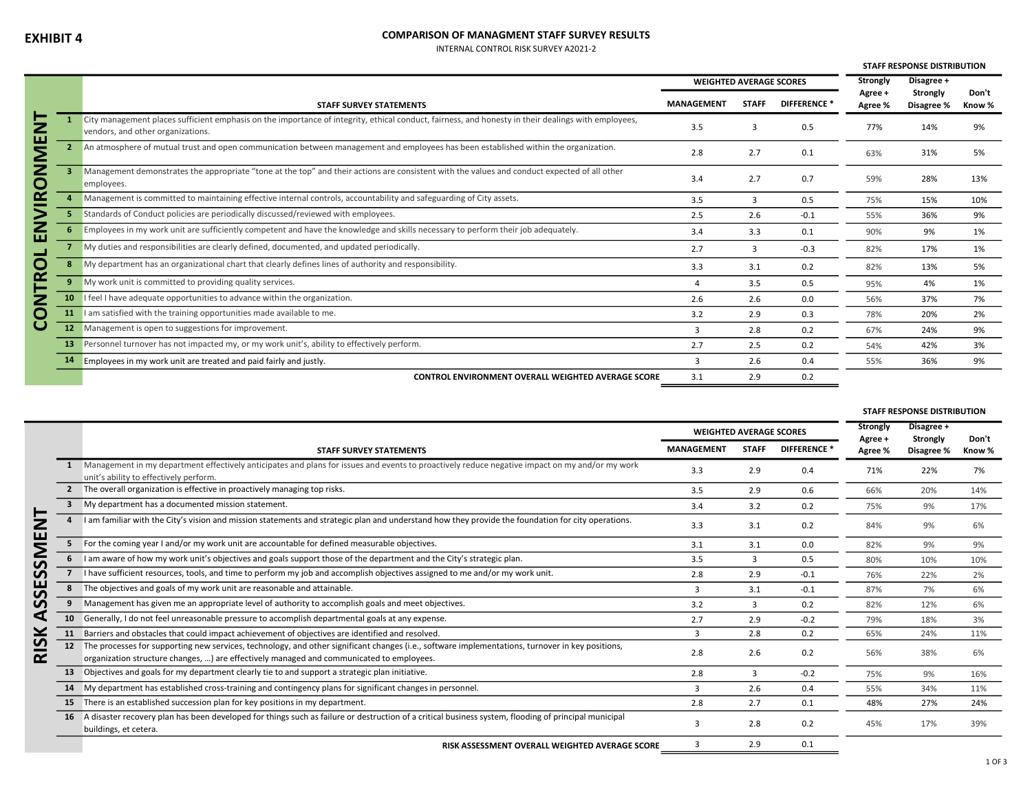**EXHIBIT 4**

# COMPARISON OF MANAGMENT STAFF SURVEY RESULTS

INTERNAL CONTROL RISK SURVEY A2021-2

## CONTROL ENVIRONMENT

| # | STAFF SURVEY STATEMENTS | WEIGHTED AVERAGE SCORES | | | STAFF RESPONSE DISTRIBUTION | | |
|---|---|---|---|---|---|---|---|
| | | MANAGEMENT | STAFF | DIFFERENCE * | Strongly Agree + Agree % | Disagree + Strongly Disagree % | Don't Know % |
| 1 | City management places sufficient emphasis on the importance of integrity, ethical conduct, fairness, and honesty in their dealings with employees, vendors, and other organizations. | 3.5 | 3 | 0.5 | 77% | 14% | 9% |
| 2 | An atmosphere of mutual trust and open communication between management and employees has been established within the organization. | 2.8 | 2.7 | 0.1 | 63% | 31% | 5% |
| 3 | Management demonstrates the appropriate "tone at the top" and their actions are consistent with the values and conduct expected of all other employees. | 3.4 | 2.7 | 0.7 | 59% | 28% | 13% |
| 4 | Management is committed to maintaining effective internal controls, accountability and safeguarding of City assets. | 3.5 | 3 | 0.5 | 75% | 15% | 10% |
| 5 | Standards of Conduct policies are periodically discussed/reviewed with employees. | 2.5 | 2.6 | -0.1 | 55% | 36% | 9% |
| 6 | Employees in my work unit are sufficiently competent and have the knowledge and skills necessary to perform their job adequately. | 3.4 | 3.3 | 0.1 | 90% | 9% | 1% |
| 7 | My duties and responsibilities are clearly defined, documented, and updated periodically. | 2.7 | 3 | -0.3 | 82% | 17% | 1% |
| 8 | My department has an organizational chart that clearly defines lines of authority and responsibility. | 3.3 | 3.1 | 0.2 | 82% | 13% | 5% |
| 9 | My work unit is committed to providing quality services. | 4 | 3.5 | 0.5 | 95% | 4% | 1% |
| 10 | I feel I have adequate opportunities to advance within the organization. | 2.6 | 2.6 | 0.0 | 56% | 37% | 7% |
| 11 | I am satisfied with the training opportunities made available to me. | 3.2 | 2.9 | 0.3 | 78% | 20% | 2% |
| 12 | Management is open to suggestions for improvement. | 3 | 2.8 | 0.2 | 67% | 24% | 9% |
| 13 | Personnel turnover has not impacted my, or my work unit's, ability to effectively perform. | 2.7 | 2.5 | 0.2 | 54% | 42% | 3% |
| 14 | Employees in my work unit are treated and paid fairly and justly. | 3 | 2.6 | 0.4 | 55% | 36% | 9% |
| | **CONTROL ENVIRONMENT OVERALL WEIGHTED AVERAGE SCORE** | 3.1 | 2.9 | 0.2 | | | |

## RISK ASSESSMENT

| # | STAFF SURVEY STATEMENTS | WEIGHTED AVERAGE SCORES | | | STAFF RESPONSE DISTRIBUTION | | |
|---|---|---|---|---|---|---|---|
| | | MANAGEMENT | STAFF | DIFFERENCE * | Strongly Agree + Agree % | Disagree + Strongly Disagree % | Don't Know % |
| 1 | Management in my department effectively anticipates and plans for issues and events to proactively reduce negative impact on my and/or my work unit's ability to effectively perform. | 3.3 | 2.9 | 0.4 | 71% | 22% | 7% |
| 2 | The overall organization is effective in proactively managing top risks. | 3.5 | 2.9 | 0.6 | 66% | 20% | 14% |
| 3 | My department has a documented mission statement. | 3.4 | 3.2 | 0.2 | 75% | 9% | 17% |
| 4 | I am familiar with the City's vision and mission statements and strategic plan and understand how they provide the foundation for city operations. | 3.3 | 3.1 | 0.2 | 84% | 9% | 6% |
| 5 | For the coming year I and/or my work unit are accountable for defined measurable objectives. | 3.1 | 3.1 | 0.0 | 82% | 9% | 9% |
| 6 | I am aware of how my work unit's objectives and goals support those of the department and the City's strategic plan. | 3.5 | 3 | 0.5 | 80% | 10% | 10% |
| 7 | I have sufficient resources, tools, and time to perform my job and accomplish objectives assigned to me and/or my work unit. | 2.8 | 2.9 | -0.1 | 76% | 22% | 2% |
| 8 | The objectives and goals of my work unit are reasonable and attainable. | 3 | 3.1 | -0.1 | 87% | 7% | 6% |
| 9 | Management has given me an appropriate level of authority to accomplish goals and meet objectives. | 3.2 | 3 | 0.2 | 82% | 12% | 6% |
| 10 | Generally, I do not feel unreasonable pressure to accomplish departmental goals at any expense. | 2.7 | 2.9 | -0.2 | 79% | 18% | 3% |
| 11 | Barriers and obstacles that could impact achievement of objectives are identified and resolved. | 3 | 2.8 | 0.2 | 65% | 24% | 11% |
| 12 | The processes for supporting new services, technology, and other significant changes (i.e., software implementations, turnover in key positions, organization structure changes, …) are effectively managed and communicated to employees. | 2.8 | 2.6 | 0.2 | 56% | 38% | 6% |
| 13 | Objectives and goals for my department clearly tie to and support a strategic plan initiative. | 2.8 | 3 | -0.2 | 75% | 9% | 16% |
| 14 | My department has established cross-training and contingency plans for significant changes in personnel. | 3 | 2.6 | 0.4 | 55% | 34% | 11% |
| 15 | There is an established succession plan for key positions in my department. | 2.8 | 2.7 | 0.1 | 48% | 27% | 24% |
| 16 | A disaster recovery plan has been developed for things such as failure or destruction of a critical business system, flooding of principal municipal buildings, et cetera. | 3 | 2.8 | 0.2 | 45% | 17% | 39% |
| | **RISK ASSESSMENT OVERALL WEIGHTED AVERAGE SCORE** | 3 | 2.9 | 0.1 | | | |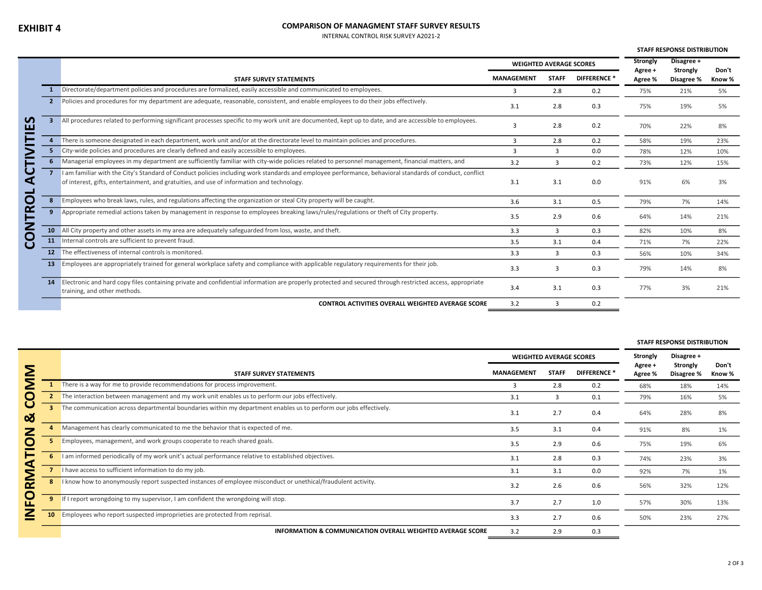**EXHIBIT 4**

## COMPARISON OF MANAGMENT STAFF SURVEY RESULTS

INTERNAL CONTROL RISK SURVEY A2021-2

### CONTROL ACTIVITIES

| | STAFF SURVEY STATEMENTS | WEIGHTED AVERAGE SCORES | | | STAFF RESPONSE DISTRIBUTION | | |
|---|---|---|---|---|---|---|---|
| | | MANAGEMENT | STAFF | DIFFERENCE * | Strongly Agree + Agree % | Disagree + Strongly Disagree % | Don't Know % |
| 1 | Directorate/department policies and procedures are formalized, easily accessible and communicated to employees. | 3 | 2.8 | 0.2 | 75% | 21% | 5% |
| 2 | Policies and procedures for my department are adequate, reasonable, consistent, and enable employees to do their jobs effectively. | 3.1 | 2.8 | 0.3 | 75% | 19% | 5% |
| 3 | All procedures related to performing significant processes specific to my work unit are documented, kept up to date, and are accessible to employees. | 3 | 2.8 | 0.2 | 70% | 22% | 8% |
| 4 | There is someone designated in each department, work unit and/or at the directorate level to maintain policies and procedures. | 3 | 2.8 | 0.2 | 58% | 19% | 23% |
| 5 | City-wide policies and procedures are clearly defined and easily accessible to employees. | 3 | 3 | 0.0 | 78% | 12% | 10% |
| 6 | Managerial employees in my department are sufficiently familiar with city-wide policies related to personnel management, financial matters, and | 3.2 | 3 | 0.2 | 73% | 12% | 15% |
| 7 | I am familiar with the City's Standard of Conduct policies including work standards and employee performance, behavioral standards of conduct, conflict of interest, gifts, entertainment, and gratuities, and use of information and technology. | 3.1 | 3.1 | 0.0 | 91% | 6% | 3% |
| 8 | Employees who break laws, rules, and regulations affecting the organization or steal City property will be caught. | 3.6 | 3.1 | 0.5 | 79% | 7% | 14% |
| 9 | Appropriate remedial actions taken by management in response to employees breaking laws/rules/regulations or theft of City property. | 3.5 | 2.9 | 0.6 | 64% | 14% | 21% |
| 10 | All City property and other assets in my area are adequately safeguarded from loss, waste, and theft. | 3.3 | 3 | 0.3 | 82% | 10% | 8% |
| 11 | Internal controls are sufficient to prevent fraud. | 3.5 | 3.1 | 0.4 | 71% | 7% | 22% |
| 12 | The effectiveness of internal controls is monitored. | 3.3 | 3 | 0.3 | 56% | 10% | 34% |
| 13 | Employees are appropriately trained for general workplace safety and compliance with applicable regulatory requirements for their job. | 3.3 | 3 | 0.3 | 79% | 14% | 8% |
| 14 | Electronic and hard copy files containing private and confidential information are properly protected and secured through restricted access, appropriate training, and other methods. | 3.4 | 3.1 | 0.3 | 77% | 3% | 21% |
| | **CONTROL ACTIVITIES OVERALL WEIGHTED AVERAGE SCORE** | 3.2 | 3 | 0.2 | | | |

### INFORMATION & COMM

| | STAFF SURVEY STATEMENTS | WEIGHTED AVERAGE SCORES | | | STAFF RESPONSE DISTRIBUTION | | |
|---|---|---|---|---|---|---|---|
| | | MANAGEMENT | STAFF | DIFFERENCE * | Strongly Agree + Agree % | Disagree + Strongly Disagree % | Don't Know % |
| 1 | There is a way for me to provide recommendations for process improvement. | 3 | 2.8 | 0.2 | 68% | 18% | 14% |
| 2 | The interaction between management and my work unit enables us to perform our jobs effectively. | 3.1 | 3 | 0.1 | 79% | 16% | 5% |
| 3 | The communication across departmental boundaries within my department enables us to perform our jobs effectively. | 3.1 | 2.7 | 0.4 | 64% | 28% | 8% |
| 4 | Management has clearly communicated to me the behavior that is expected of me. | 3.5 | 3.1 | 0.4 | 91% | 8% | 1% |
| 5 | Employees, management, and work groups cooperate to reach shared goals. | 3.5 | 2.9 | 0.6 | 75% | 19% | 6% |
| 6 | I am informed periodically of my work unit's actual performance relative to established objectives. | 3.1 | 2.8 | 0.3 | 74% | 23% | 3% |
| 7 | I have access to sufficient information to do my job. | 3.1 | 3.1 | 0.0 | 92% | 7% | 1% |
| 8 | I know how to anonymously report suspected instances of employee misconduct or unethical/fraudulent activity. | 3.2 | 2.6 | 0.6 | 56% | 32% | 12% |
| 9 | If I report wrongdoing to my supervisor, I am confident the wrongdoing will stop. | 3.7 | 2.7 | 1.0 | 57% | 30% | 13% |
| 10 | Employees who report suspected improprieties are protected from reprisal. | 3.3 | 2.7 | 0.6 | 50% | 23% | 27% |
| | **INFORMATION & COMMUNICATION OVERALL WEIGHTED AVERAGE SCORE** | 3.2 | 2.9 | 0.3 | | | |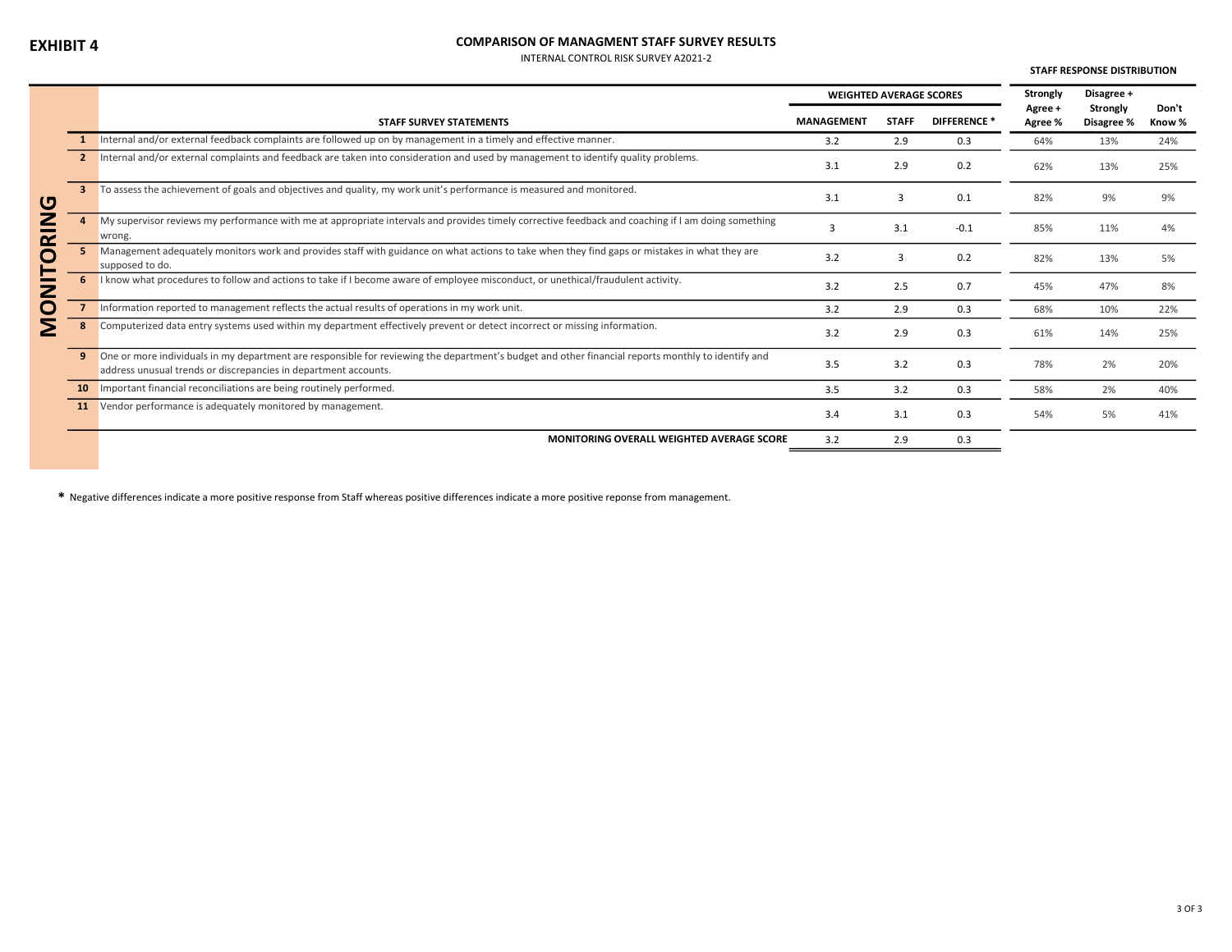**EXHIBIT 4**

## COMPARISON OF MANAGMENT STAFF SURVEY RESULTS

INTERNAL CONTROL RISK SURVEY A2021-2

**MONITORING**

| | | WEIGHTED AVERAGE SCORES | | | STAFF RESPONSE DISTRIBUTION | | |
|---|---|---|---|---|---|---|---|
| | **STAFF SURVEY STATEMENTS** | **MANAGEMENT** | **STAFF** | **DIFFERENCE *** | **Strongly Agree + Agree %** | **Disagree + Strongly Disagree %** | **Don't Know %** |
| **1** | Internal and/or external feedback complaints are followed up on by management in a timely and effective manner. | 3.2 | 2.9 | 0.3 | 64% | 13% | 24% |
| **2** | Internal and/or external complaints and feedback are taken into consideration and used by management to identify quality problems. | 3.1 | 2.9 | 0.2 | 62% | 13% | 25% |
| **3** | To assess the achievement of goals and objectives and quality, my work unit's performance is measured and monitored. | 3.1 | 3 | 0.1 | 82% | 9% | 9% |
| **4** | My supervisor reviews my performance with me at appropriate intervals and provides timely corrective feedback and coaching if I am doing something wrong. | 3 | 3.1 | -0.1 | 85% | 11% | 4% |
| **5** | Management adequately monitors work and provides staff with guidance on what actions to take when they find gaps or mistakes in what they are supposed to do. | 3.2 | 3 | 0.2 | 82% | 13% | 5% |
| **6** | I know what procedures to follow and actions to take if I become aware of employee misconduct, or unethical/fraudulent activity. | 3.2 | 2.5 | 0.7 | 45% | 47% | 8% |
| **7** | Information reported to management reflects the actual results of operations in my work unit. | 3.2 | 2.9 | 0.3 | 68% | 10% | 22% |
| **8** | Computerized data entry systems used within my department effectively prevent or detect incorrect or missing information. | 3.2 | 2.9 | 0.3 | 61% | 14% | 25% |
| **9** | One or more individuals in my department are responsible for reviewing the department's budget and other financial reports monthly to identify and address unusual trends or discrepancies in department accounts. | 3.5 | 3.2 | 0.3 | 78% | 2% | 20% |
| **10** | Important financial reconciliations are being routinely performed. | 3.5 | 3.2 | 0.3 | 58% | 2% | 40% |
| **11** | Vendor performance is adequately monitored by management. | 3.4 | 3.1 | 0.3 | 54% | 5% | 41% |
| | **MONITORING OVERALL WEIGHTED AVERAGE SCORE** | 3.2 | 2.9 | 0.3 | | | |

**\*** Negative differences indicate a more positive response from Staff whereas positive differences indicate a more positive reponse from management.